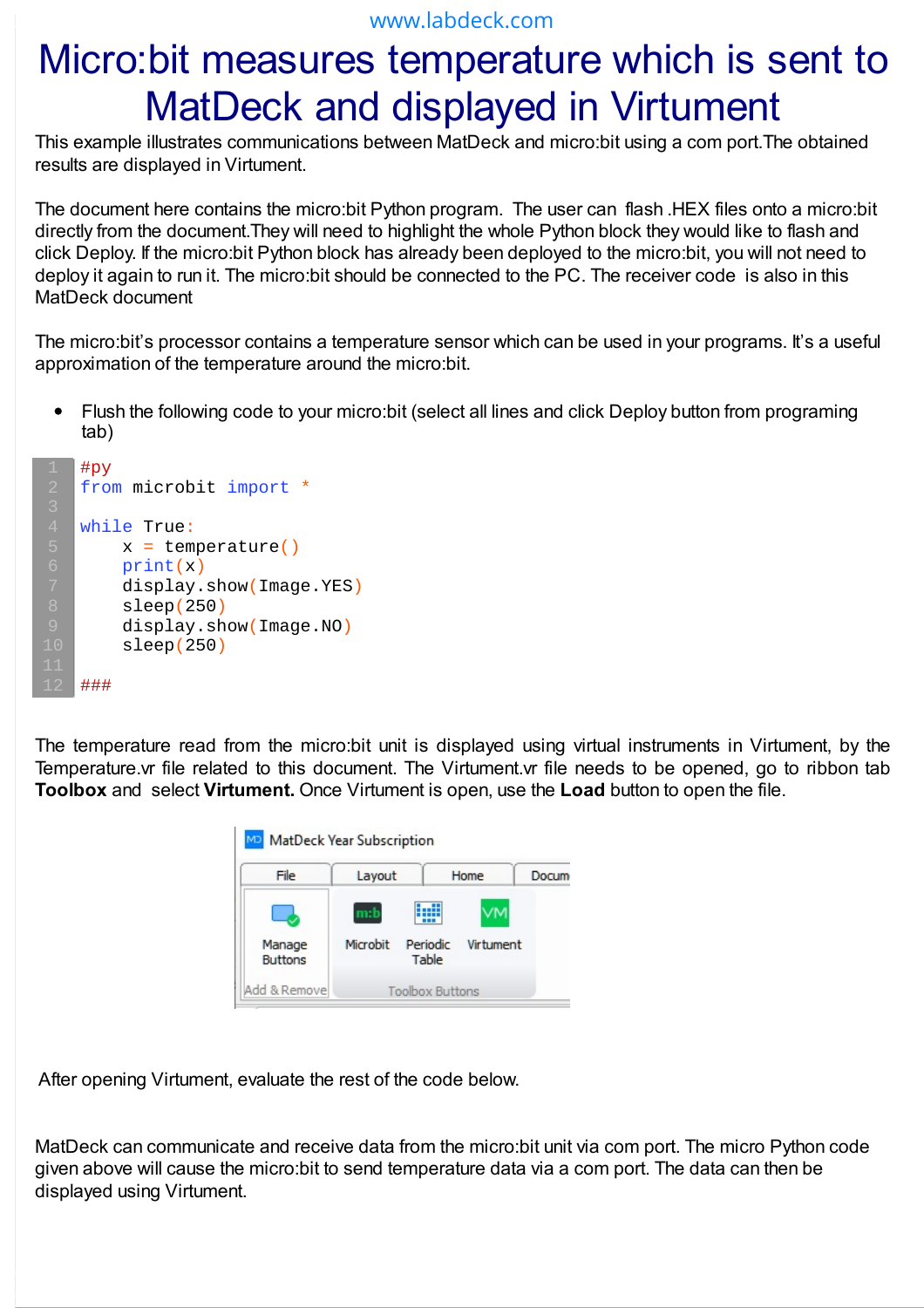# Micro:bit measures temperature which is sent to MatDeck and displayed in Virtument

This example illustrates communications between MatDeck and micro:bit using a com port.The obtained results are displayed in Virtument.

The document here contains the micro:bit Python program. The user can flash .HEX files onto a micro:bit directly from the document.They will need to highlight the whole Python block they would like to flash and click Deploy. If the micro:bit Python block has already been deployed to the micro:bit, you will not need to deploy it again to run it. The micro:bit should be connected to the PC. The receiver code is also in this MatDeck document

The micro:bit's processor contains a temperature sensor which can be used in your programs. It's a useful approximation of the temperature around the micro:bit.

- Flush the following code to your micro:bit (select all lines and click Deploy button from programing tab)

```
#py
from microbit import *

while True:
    x = temperature()
    print(x)
    display.show(Image.YES)
    sleep(250)
    display.show(Image.NO)
    sleep(250)

###
```

The temperature read from the micro:bit unit is displayed using virtual instruments in Virtument, by the Temperature.vr file related to this document. The Virtument.vr file needs to be opened, go to ribbon tab **Toolbox** and select **Virtument.** Once Virtument is open, use the **Load** button to open the file.

After opening Virtument, evaluate the rest of the code below.

MatDeck can communicate and receive data from the micro:bit unit via com port. The micro Python code given above will cause the micro:bit to send temperature data via a com port. The data can then be displayed using Virtument.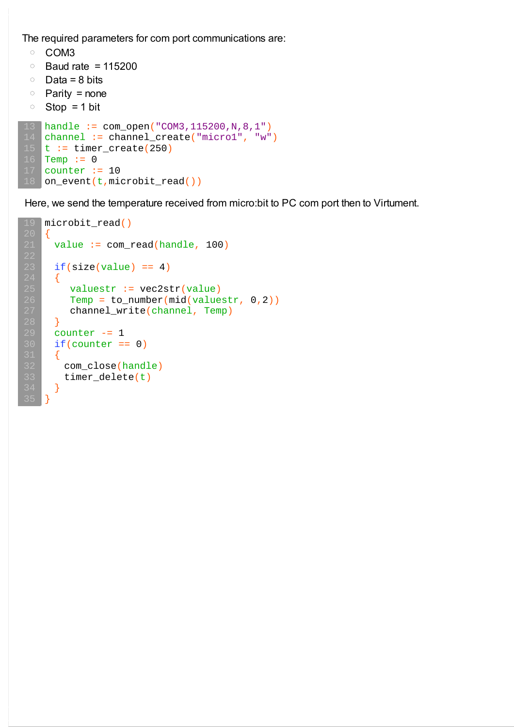The required parameters for com port communications are:

- COM3
- Baud rate = 115200
- Data = 8 bits
- Parity = none
- Stop = 1 bit

```
13 handle := com_open("COM3,115200,N,8,1")
14 channel := channel_create("micro1", "w")
15 t := timer_create(250)
16 Temp := 0
17 counter := 10
18 on_event(t,microbit_read())
```

Here, we send the temperature received from micro:bit to PC com port then to Virtument.

```
19 microbit_read()
20 {
21   value := com_read(handle, 100)
22
23   if(size(value) == 4)
24   {
25      valuestr := vec2str(value)
26      Temp = to_number(mid(valuestr, 0,2))
27      channel_write(channel, Temp)
28   }
29   counter -= 1
30   if(counter == 0)
31   {
32     com_close(handle)
33     timer_delete(t)
34   }
35 }
```